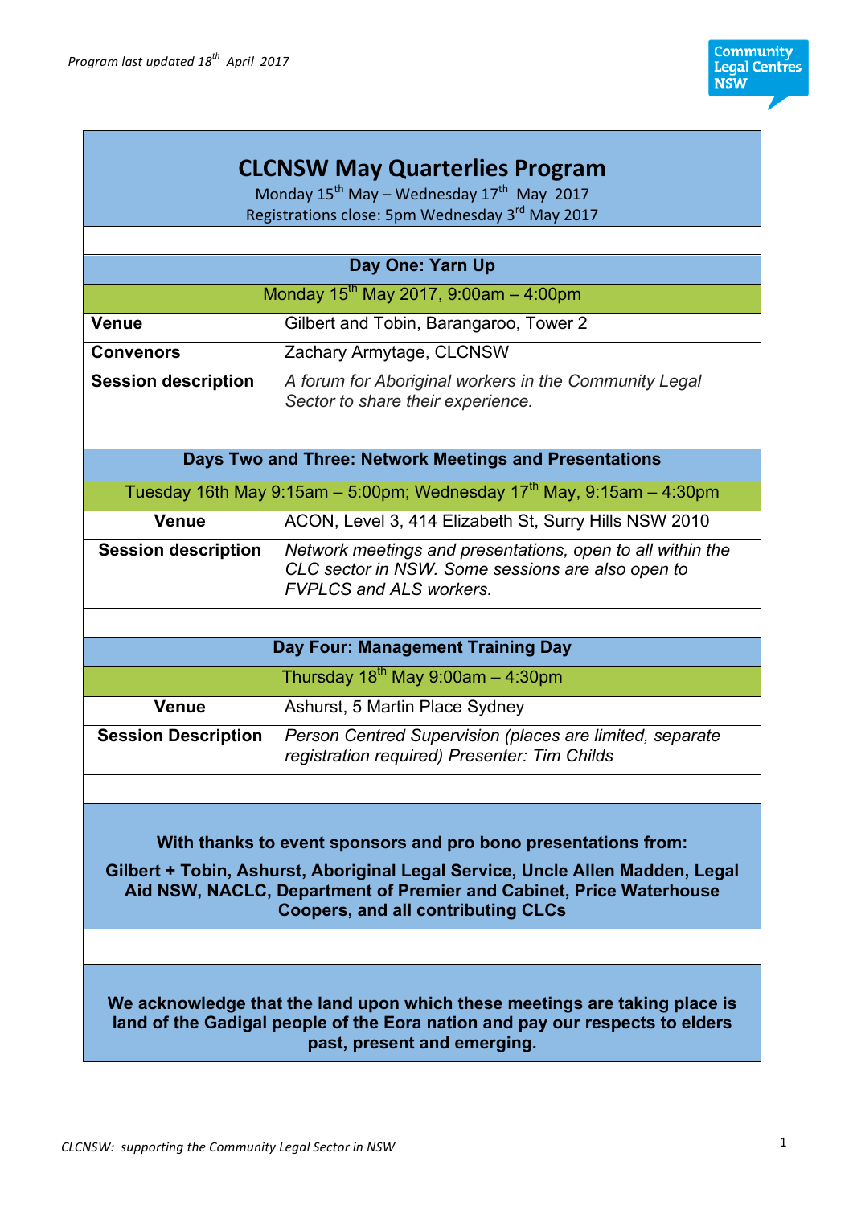*Program last updated 18th April 2017*

# CLCNSW May Quarterlies Program

Monday 15th May – Wednesday 17th May 2017

Registrations close: 5pm Wednesday 3rd May 2017

## Day One: Yarn Up

Monday 15th May 2017, 9:00am – 4:00pm

| | |
|---|---|
| **Venue** | Gilbert and Tobin, Barangaroo, Tower 2 |
| **Convenors** | Zachary Armytage, CLCNSW |
| **Session description** | *A forum for Aboriginal workers in the Community Legal Sector to share their experience.* |

## Days Two and Three: Network Meetings and Presentations

Tuesday 16th May 9:15am – 5:00pm; Wednesday 17th May, 9:15am – 4:30pm

| | |
|---|---|
| **Venue** | ACON, Level 3, 414 Elizabeth St, Surry Hills NSW 2010 |
| **Session description** | *Network meetings and presentations, open to all within the CLC sector in NSW. Some sessions are also open to FVPLCS and ALS workers.* |

## Day Four: Management Training Day

Thursday 18th May 9:00am – 4:30pm

| | |
|---|---|
| **Venue** | Ashurst, 5 Martin Place Sydney |
| **Session Description** | *Person Centred Supervision (places are limited, separate registration required) Presenter: Tim Childs* |

**With thanks to event sponsors and pro bono presentations from:**

**Gilbert + Tobin, Ashurst, Aboriginal Legal Service, Uncle Allen Madden, Legal Aid NSW, NACLC, Department of Premier and Cabinet, Price Waterhouse Coopers, and all contributing CLCs**

**We acknowledge that the land upon which these meetings are taking place is land of the Gadigal people of the Eora nation and pay our respects to elders past, present and emerging.**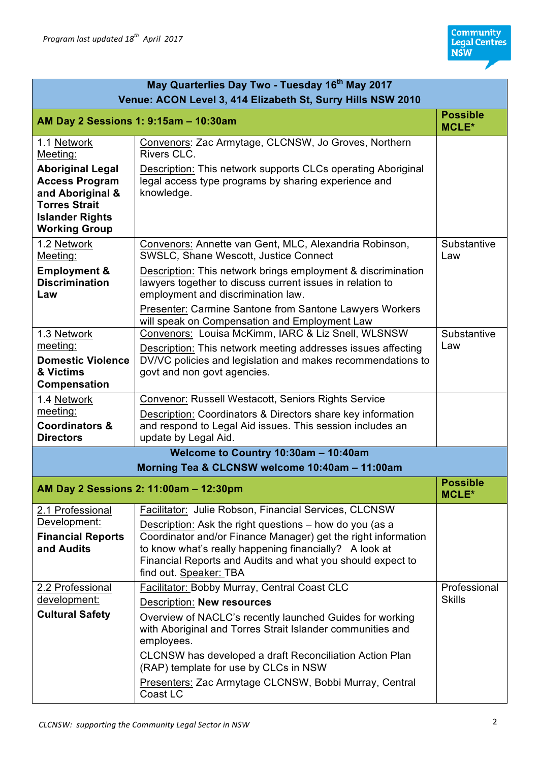*Program last updated 18th April 2017*

| May Quarterlies Day Two - Tuesday 16th May 2017<br>Venue: ACON Level 3, 414 Elizabeth St, Surry Hills NSW 2010 | | |
|---|---|---|
| **AM Day 2 Sessions 1: 9:15am – 10:30am** | | **Possible MCLE*** |
| 1.1 Network Meeting:<br>**Aboriginal Legal Access Program and Aboriginal & Torres Strait Islander Rights Working Group** | Convenors: Zac Armytage, CLCNSW, Jo Groves, Northern Rivers CLC.<br>Description: This network supports CLCs operating Aboriginal legal access type programs by sharing experience and knowledge. | |
| 1.2 Network Meeting:<br>**Employment & Discrimination Law** | Convenors: Annette van Gent, MLC, Alexandria Robinson, SWSLC, Shane Wescott, Justice Connect<br>Description: This network brings employment & discrimination lawyers together to discuss current issues in relation to employment and discrimination law.<br>Presenter: Carmine Santone from Santone Lawyers Workers will speak on Compensation and Employment Law | Substantive Law |
| 1.3 Network meeting:<br>**Domestic Violence & Victims Compensation** | Convenors: Louisa McKimm, IARC & Liz Snell, WLSNSW<br>Description: This network meeting addresses issues affecting DV/VC policies and legislation and makes recommendations to govt and non govt agencies. | Substantive Law |
| 1.4 Network meeting:<br>**Coordinators & Directors** | Convenor: Russell Westacott, Seniors Rights Service<br>Description: Coordinators & Directors share key information and respond to Legal Aid issues. This session includes an update by Legal Aid. | |
| **Welcome to Country 10:30am – 10:40am**<br>**Morning Tea & CLCNSW welcome 10:40am – 11:00am** | | |
| **AM Day 2 Sessions 2: 11:00am – 12:30pm** | | **Possible MCLE*** |
| 2.1 Professional Development:<br>**Financial Reports and Audits** | Facilitator: Julie Robson, Financial Services, CLCNSW<br>Description: Ask the right questions – how do you (as a Coordinator and/or Finance Manager) get the right information to know what's really happening financially? A look at Financial Reports and Audits and what you should expect to find out. Speaker: TBA | |
| 2.2 Professional development:<br>**Cultural Safety** | Facilitator: Bobby Murray, Central Coast CLC<br>Description: **New resources**<br>Overview of NACLC's recently launched Guides for working with Aboriginal and Torres Strait Islander communities and employees.<br>CLCNSW has developed a draft Reconciliation Action Plan (RAP) template for use by CLCs in NSW<br>Presenters: Zac Armytage CLCNSW, Bobbi Murray, Central Coast LC | Professional Skills |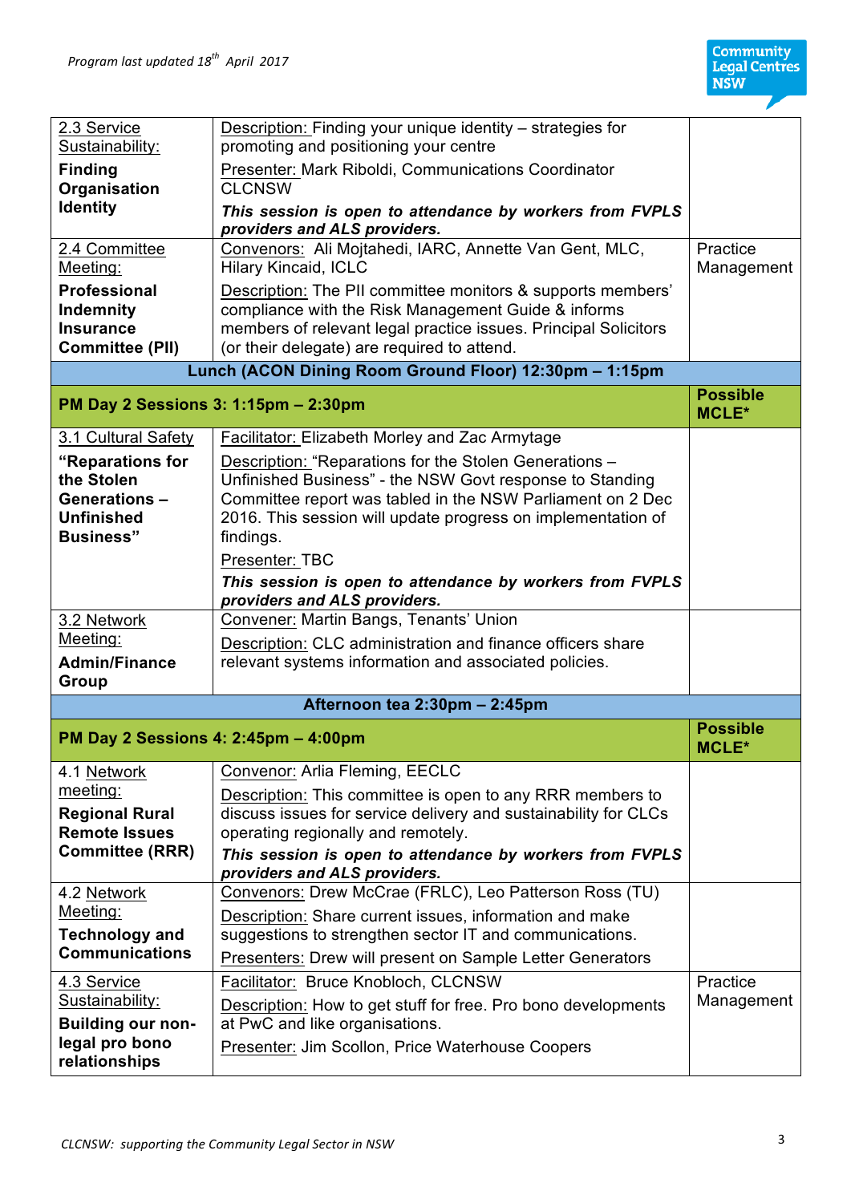| | | |
|---|---|---|
| 2.3 Service Sustainability: **Finding Organisation Identity** | Description: Finding your unique identity – strategies for promoting and positioning your centre<br>Presenter: Mark Riboldi, Communications Coordinator CLCNSW<br>***This session is open to attendance by workers from FVPLS providers and ALS providers.*** | |
| 2.4 Committee Meeting: **Professional Indemnity Insurance Committee (PII)** | Convenors: Ali Mojtahedi, IARC, Annette Van Gent, MLC, Hilary Kincaid, ICLC<br>Description: The PII committee monitors & supports members' compliance with the Risk Management Guide & informs members of relevant legal practice issues. Principal Solicitors (or their delegate) are required to attend. | Practice Management |
| **Lunch (ACON Dining Room Ground Floor) 12:30pm – 1:15pm** | | |
| **PM Day 2 Sessions 3: 1:15pm – 2:30pm** | | **Possible MCLE\*** |
| 3.1 Cultural Safety **"Reparations for the Stolen Generations – Unfinished Business"** | Facilitator: Elizabeth Morley and Zac Armytage<br>Description: "Reparations for the Stolen Generations – Unfinished Business" - the NSW Govt response to Standing Committee report was tabled in the NSW Parliament on 2 Dec 2016. This session will update progress on implementation of findings.<br>Presenter: TBC<br>***This session is open to attendance by workers from FVPLS providers and ALS providers.*** | |
| 3.2 Network Meeting: **Admin/Finance Group** | Convener: Martin Bangs, Tenants' Union<br>Description: CLC administration and finance officers share relevant systems information and associated policies. | |
| **Afternoon tea 2:30pm – 2:45pm** | | |
| **PM Day 2 Sessions 4: 2:45pm – 4:00pm** | | **Possible MCLE\*** |
| 4.1 Network meeting: **Regional Rural Remote Issues Committee (RRR)** | Convenor: Arlia Fleming, EECLC<br>Description: This committee is open to any RRR members to discuss issues for service delivery and sustainability for CLCs operating regionally and remotely.<br>***This session is open to attendance by workers from FVPLS providers and ALS providers.*** | |
| 4.2 Network Meeting: **Technology and Communications** | Convenors: Drew McCrae (FRLC), Leo Patterson Ross (TU)<br>Description: Share current issues, information and make suggestions to strengthen sector IT and communications.<br>Presenters: Drew will present on Sample Letter Generators | |
| 4.3 Service Sustainability: **Building our non-legal pro bono relationships** | Facilitator: Bruce Knobloch, CLCNSW<br>Description: How to get stuff for free. Pro bono developments at PwC and like organisations.<br>Presenter: Jim Scollon, Price Waterhouse Coopers | Practice Management |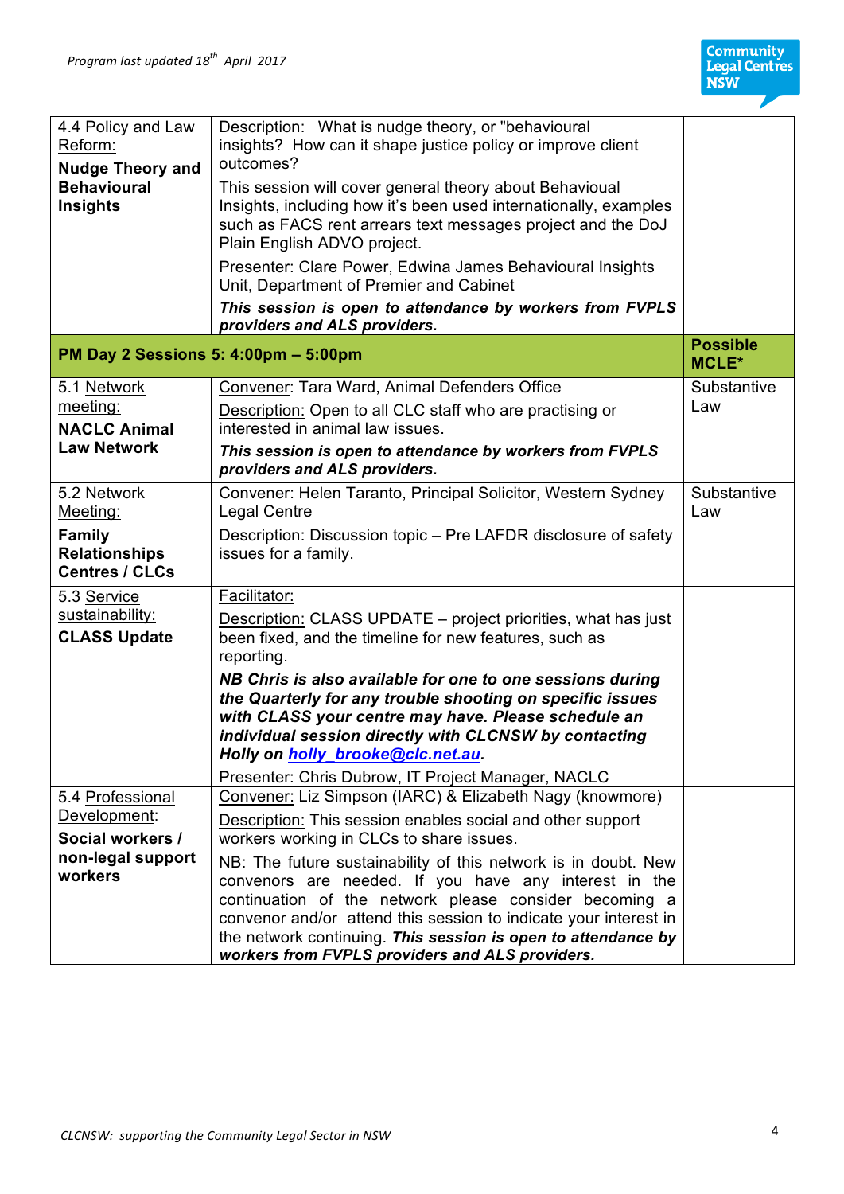| | | |
|---|---|---|
| 4.4 Policy and Law Reform: **Nudge Theory and Behavioural Insights** | Description: What is nudge theory, or "behavioural insights? How can it shape justice policy or improve client outcomes? This session will cover general theory about Behavioual Insights, including how it's been used internationally, examples such as FACS rent arrears text messages project and the DoJ Plain English ADVO project. Presenter: Clare Power, Edwina James Behavioural Insights Unit, Department of Premier and Cabinet ***This session is open to attendance by workers from FVPLS providers and ALS providers.*** | |
| **PM Day 2 Sessions 5: 4:00pm – 5:00pm** | | **Possible MCLE*** |
| 5.1 Network meeting: **NACLC Animal Law Network** | Convener: Tara Ward, Animal Defenders Office Description: Open to all CLC staff who are practising or interested in animal law issues. ***This session is open to attendance by workers from FVPLS providers and ALS providers.*** | Substantive Law |
| 5.2 Network Meeting: **Family Relationships Centres / CLCs** | Convener: Helen Taranto, Principal Solicitor, Western Sydney Legal Centre Description: Discussion topic – Pre LAFDR disclosure of safety issues for a family. | Substantive Law |
| 5.3 Service sustainability: **CLASS Update** | Facilitator: Description: CLASS UPDATE – project priorities, what has just been fixed, and the timeline for new features, such as reporting. ***NB Chris is also available for one to one sessions during the Quarterly for any trouble shooting on specific issues with CLASS your centre may have. Please schedule an individual session directly with CLCNSW by contacting Holly on holly_brooke@clc.net.au.*** Presenter: Chris Dubrow, IT Project Manager, NACLC | |
| 5.4 Professional Development: **Social workers / non-legal support workers** | Convener: Liz Simpson (IARC) & Elizabeth Nagy (knowmore) Description: This session enables social and other support workers working in CLCs to share issues. NB: The future sustainability of this network is in doubt. New convenors are needed. If you have any interest in the continuation of the network please consider becoming a convenor and/or attend this session to indicate your interest in the network continuing. ***This session is open to attendance by workers from FVPLS providers and ALS providers.*** | |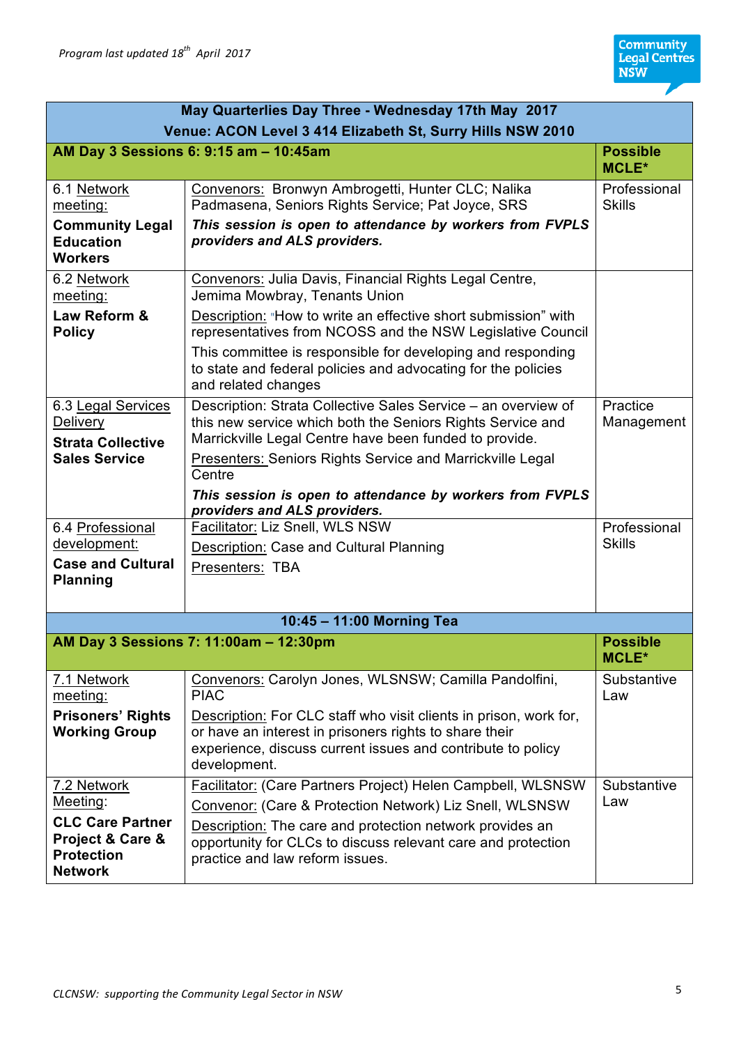*Program last updated 18th April 2017*

| May Quarterlies Day Three - Wednesday 17th May 2017<br>Venue: ACON Level 3 414 Elizabeth St, Surry Hills NSW 2010 | | |
|---|---|---|
| **AM Day 3 Sessions 6: 9:15 am – 10:45am** | | **Possible MCLE*** |
| 6.1 Network meeting:<br>**Community Legal Education Workers** | Convenors: Bronwyn Ambrogetti, Hunter CLC; Nalika Padmasena, Seniors Rights Service; Pat Joyce, SRS<br>***This session is open to attendance by workers from FVPLS providers and ALS providers.*** | Professional Skills |
| 6.2 Network meeting:<br>**Law Reform & Policy** | Convenors: Julia Davis, Financial Rights Legal Centre, Jemima Mowbray, Tenants Union<br>Description: "How to write an effective short submission" with representatives from NCOSS and the NSW Legislative Council<br>This committee is responsible for developing and responding to state and federal policies and advocating for the policies and related changes | |
| 6.3 Legal Services Delivery<br>**Strata Collective Sales Service** | Description: Strata Collective Sales Service – an overview of this new service which both the Seniors Rights Service and Marrickville Legal Centre have been funded to provide.<br>Presenters: Seniors Rights Service and Marrickville Legal Centre<br>***This session is open to attendance by workers from FVPLS providers and ALS providers.*** | Practice Management |
| 6.4 Professional development:<br>**Case and Cultural Planning** | Facilitator: Liz Snell, WLS NSW<br>Description: Case and Cultural Planning<br>Presenters: TBA | Professional Skills |
| **10:45 – 11:00 Morning Tea** | | |
| **AM Day 3 Sessions 7: 11:00am – 12:30pm** | | **Possible MCLE*** |
| 7.1 Network meeting:<br>**Prisoners' Rights Working Group** | Convenors: Carolyn Jones, WLSNSW; Camilla Pandolfini, PIAC<br>Description: For CLC staff who visit clients in prison, work for, or have an interest in prisoners rights to share their experience, discuss current issues and contribute to policy development. | Substantive Law |
| 7.2 Network Meeting:<br>**CLC Care Partner Project & Care & Protection Network** | Facilitator: (Care Partners Project) Helen Campbell, WLSNSW<br>Convenor: (Care & Protection Network) Liz Snell, WLSNSW<br>Description: The care and protection network provides an opportunity for CLCs to discuss relevant care and protection practice and law reform issues. | Substantive Law |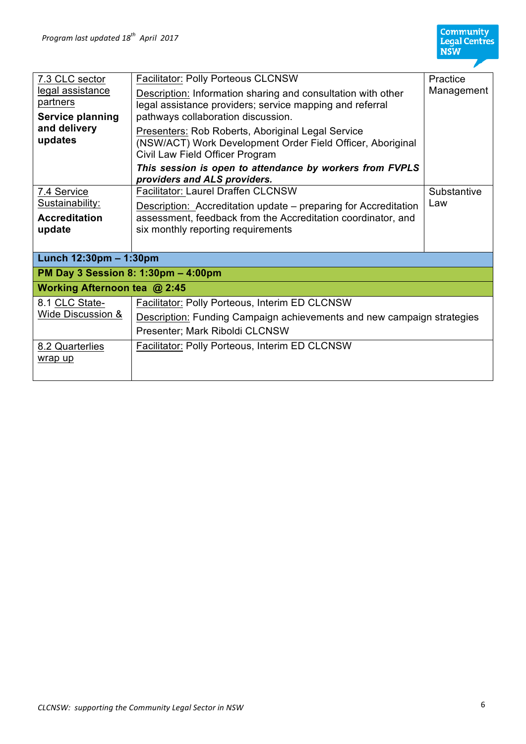| | | |
|---|---|---|
| 7.3 CLC sector legal assistance partners<br>**Service planning and delivery updates** | Facilitator: Polly Porteous CLCNSW<br>Description: Information sharing and consultation with other legal assistance providers; service mapping and referral pathways collaboration discussion.<br>Presenters: Rob Roberts, Aboriginal Legal Service (NSW/ACT) Work Development Order Field Officer, Aboriginal Civil Law Field Officer Program<br>***This session is open to attendance by workers from FVPLS providers and ALS providers.*** | Practice Management |
| 7.4 Service Sustainability:<br>**Accreditation update** | Facilitator: Laurel Draffen CLCNSW<br>Description: Accreditation update – preparing for Accreditation assessment, feedback from the Accreditation coordinator, and six monthly reporting requirements | Substantive Law |
| **Lunch 12:30pm – 1:30pm** | | |
| **PM Day 3 Session 8: 1:30pm – 4:00pm** | | |
| **Working Afternoon tea @ 2:45** | | |
| 8.1 CLC State-Wide Discussion & | Facilitator: Polly Porteous, Interim ED CLCNSW<br>Description: Funding Campaign achievements and new campaign strategies<br>Presenter; Mark Riboldi CLCNSW | |
| 8.2 Quarterlies wrap up | Facilitator: Polly Porteous, Interim ED CLCNSW | |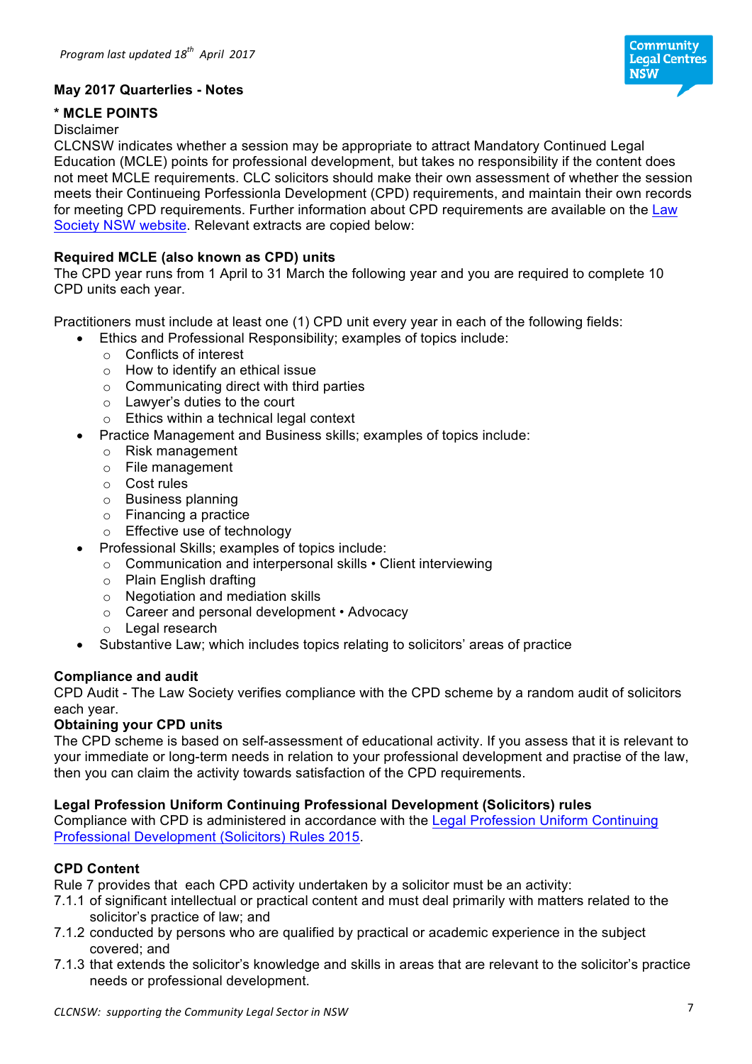*Program last updated 18th April 2017*

**May 2017 Quarterlies - Notes**

**\* MCLE POINTS**

Disclaimer

CLCNSW indicates whether a session may be appropriate to attract Mandatory Continued Legal Education (MCLE) points for professional development, but takes no responsibility if the content does not meet MCLE requirements. CLC solicitors should make their own assessment of whether the session meets their Continueing Porfessionla Development (CPD) requirements, and maintain their own records for meeting CPD requirements. Further information about CPD requirements are available on the Law Society NSW website. Relevant extracts are copied below:

**Required MCLE (also known as CPD) units**

The CPD year runs from 1 April to 31 March the following year and you are required to complete 10 CPD units each year.

Practitioners must include at least one (1) CPD unit every year in each of the following fields:

- Ethics and Professional Responsibility; examples of topics include:
  - Conflicts of interest
  - How to identify an ethical issue
  - Communicating direct with third parties
  - Lawyer's duties to the court
  - Ethics within a technical legal context
- Practice Management and Business skills; examples of topics include:
  - Risk management
  - File management
  - Cost rules
  - Business planning
  - Financing a practice
  - Effective use of technology
- Professional Skills; examples of topics include:
  - Communication and interpersonal skills • Client interviewing
  - Plain English drafting
  - Negotiation and mediation skills
  - Career and personal development • Advocacy
  - Legal research
- Substantive Law; which includes topics relating to solicitors' areas of practice

**Compliance and audit**

CPD Audit - The Law Society verifies compliance with the CPD scheme by a random audit of solicitors each year.

**Obtaining your CPD units**

The CPD scheme is based on self-assessment of educational activity. If you assess that it is relevant to your immediate or long-term needs in relation to your professional development and practise of the law, then you can claim the activity towards satisfaction of the CPD requirements.

**Legal Profession Uniform Continuing Professional Development (Solicitors) rules**

Compliance with CPD is administered in accordance with the Legal Profession Uniform Continuing Professional Development (Solicitors) Rules 2015.

**CPD Content**

Rule 7 provides that each CPD activity undertaken by a solicitor must be an activity:

7.1.1 of significant intellectual or practical content and must deal primarily with matters related to the solicitor's practice of law; and

7.1.2 conducted by persons who are qualified by practical or academic experience in the subject covered; and

7.1.3 that extends the solicitor's knowledge and skills in areas that are relevant to the solicitor's practice needs or professional development.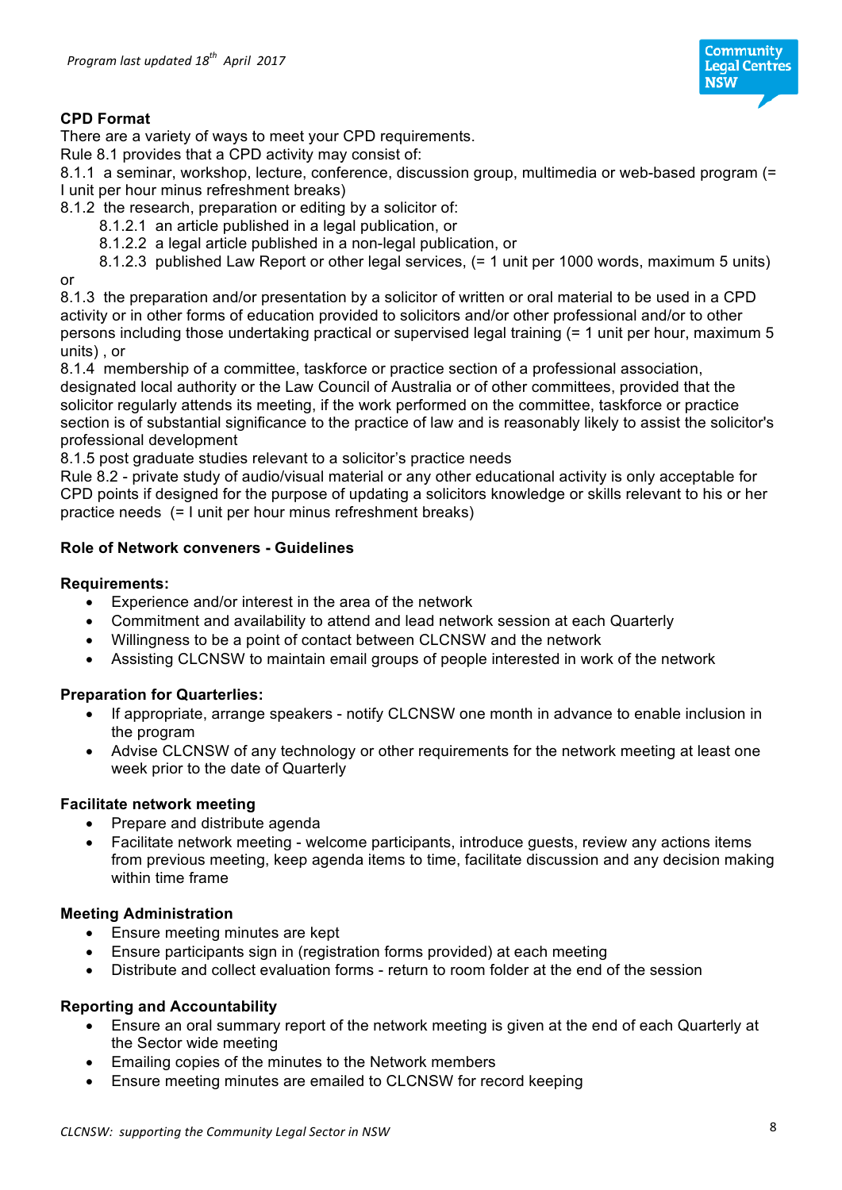**CPD Format**

There are a variety of ways to meet your CPD requirements.

Rule 8.1 provides that a CPD activity may consist of:

8.1.1 a seminar, workshop, lecture, conference, discussion group, multimedia or web-based program (= I unit per hour minus refreshment breaks)

8.1.2 the research, preparation or editing by a solicitor of:

- 8.1.2.1 an article published in a legal publication, or
- 8.1.2.2 a legal article published in a non-legal publication, or
- 8.1.2.3 published Law Report or other legal services, (= 1 unit per 1000 words, maximum 5 units)

or

8.1.3 the preparation and/or presentation by a solicitor of written or oral material to be used in a CPD activity or in other forms of education provided to solicitors and/or other professional and/or to other persons including those undertaking practical or supervised legal training (= 1 unit per hour, maximum 5 units) , or

8.1.4 membership of a committee, taskforce or practice section of a professional association, designated local authority or the Law Council of Australia or of other committees, provided that the solicitor regularly attends its meeting, if the work performed on the committee, taskforce or practice section is of substantial significance to the practice of law and is reasonably likely to assist the solicitor's professional development

8.1.5 post graduate studies relevant to a solicitor's practice needs

Rule 8.2 - private study of audio/visual material or any other educational activity is only acceptable for CPD points if designed for the purpose of updating a solicitors knowledge or skills relevant to his or her practice needs (= I unit per hour minus refreshment breaks)

**Role of Network conveners - Guidelines**

**Requirements:**

- Experience and/or interest in the area of the network
- Commitment and availability to attend and lead network session at each Quarterly
- Willingness to be a point of contact between CLCNSW and the network
- Assisting CLCNSW to maintain email groups of people interested in work of the network

**Preparation for Quarterlies:**

- If appropriate, arrange speakers - notify CLCNSW one month in advance to enable inclusion in the program
- Advise CLCNSW of any technology or other requirements for the network meeting at least one week prior to the date of Quarterly

**Facilitate network meeting**

- Prepare and distribute agenda
- Facilitate network meeting - welcome participants, introduce guests, review any actions items from previous meeting, keep agenda items to time, facilitate discussion and any decision making within time frame

**Meeting Administration**

- Ensure meeting minutes are kept
- Ensure participants sign in (registration forms provided) at each meeting
- Distribute and collect evaluation forms - return to room folder at the end of the session

**Reporting and Accountability**

- Ensure an oral summary report of the network meeting is given at the end of each Quarterly at the Sector wide meeting
- Emailing copies of the minutes to the Network members
- Ensure meeting minutes are emailed to CLCNSW for record keeping